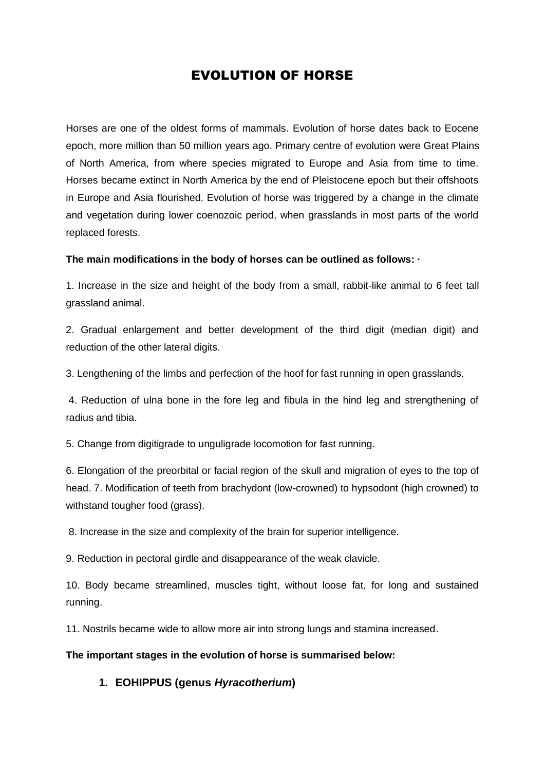# EVOLUTION OF HORSE

Horses are one of the oldest forms of mammals. Evolution of horse dates back to Eocene epoch, more million than 50 million years ago. Primary centre of evolution were Great Plains of North America, from where species migrated to Europe and Asia from time to time. Horses became extinct in North America by the end of Pleistocene epoch but their offshoots in Europe and Asia flourished. Evolution of horse was triggered by a change in the climate and vegetation during lower coenozoic period, when grasslands in most parts of the world replaced forests.

**The main modifications in the body of horses can be outlined as follows: ·**

1. Increase in the size and height of the body from a small, rabbit-like animal to 6 feet tall grassland animal.

2. Gradual enlargement and better development of the third digit (median digit) and reduction of the other lateral digits.

3. Lengthening of the limbs and perfection of the hoof for fast running in open grasslands.

4. Reduction of ulna bone in the fore leg and fibula in the hind leg and strengthening of radius and tibia.

5. Change from digitigrade to unguligrade locomotion for fast running.

6. Elongation of the preorbital or facial region of the skull and migration of eyes to the top of head. 7. Modification of teeth from brachydont (low-crowned) to hypsodont (high crowned) to withstand tougher food (grass).

8. Increase in the size and complexity of the brain for superior intelligence.

9. Reduction in pectoral girdle and disappearance of the weak clavicle.

10. Body became streamlined, muscles tight, without loose fat, for long and sustained running.

11. Nostrils became wide to allow more air into strong lungs and stamina increased.

**The important stages in the evolution of horse is summarised below:**

1. **EOHIPPUS (genus *Hyracotherium*)**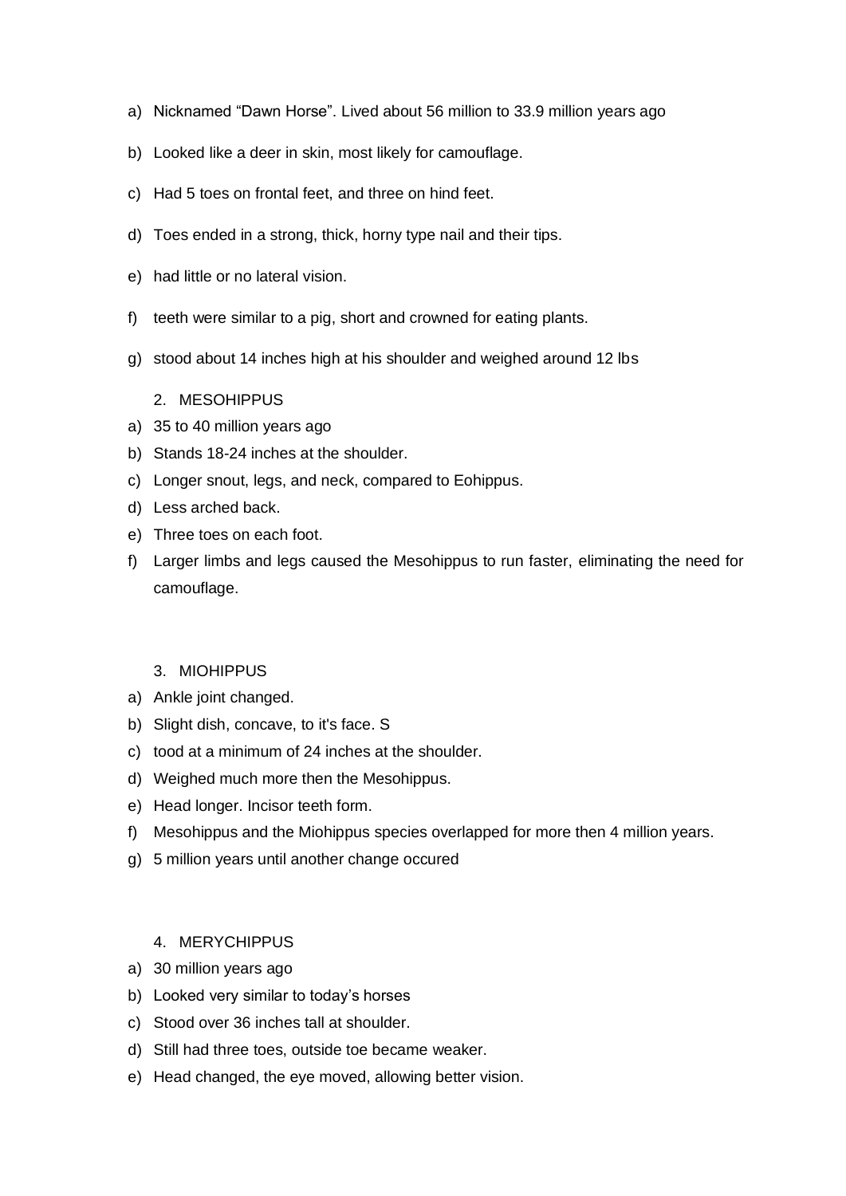a) Nicknamed “Dawn Horse”. Lived about 56 million to 33.9 million years ago

b) Looked like a deer in skin, most likely for camouflage.

c) Had 5 toes on frontal feet, and three on hind feet.

d) Toes ended in a strong, thick, horny type nail and their tips.

e) had little or no lateral vision.

f) teeth were similar to a pig, short and crowned for eating plants.

g) stood about 14 inches high at his shoulder and weighed around 12 lbs

2. MESOHIPPUS

a) 35 to 40 million years ago
b) Stands 18-24 inches at the shoulder.
c) Longer snout, legs, and neck, compared to Eohippus.
d) Less arched back.
e) Three toes on each foot.
f) Larger limbs and legs caused the Mesohippus to run faster, eliminating the need for camouflage.

3. MIOHIPPUS

a) Ankle joint changed.
b) Slight dish, concave, to it's face. S
c) tood at a minimum of 24 inches at the shoulder.
d) Weighed much more then the Mesohippus.
e) Head longer. Incisor teeth form.
f) Mesohippus and the Miohippus species overlapped for more then 4 million years.
g) 5 million years until another change occured

4. MERYCHIPPUS

a) 30 million years ago
b) Looked very similar to today’s horses
c) Stood over 36 inches tall at shoulder.
d) Still had three toes, outside toe became weaker.
e) Head changed, the eye moved, allowing better vision.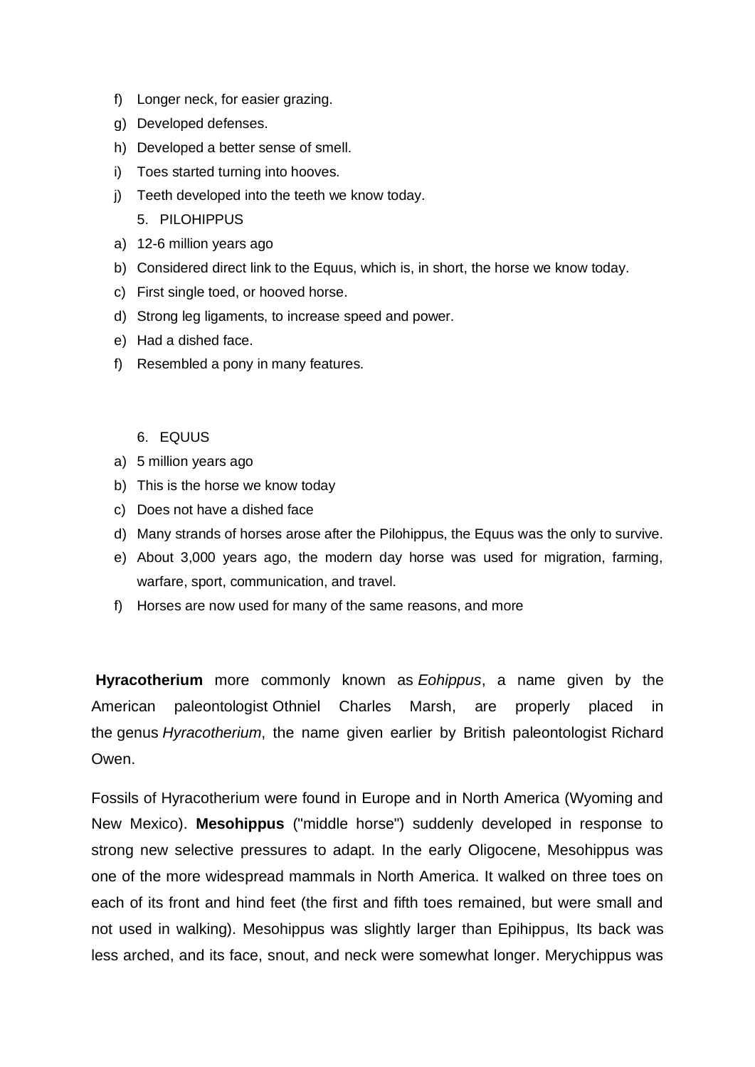f) Longer neck, for easier grazing.
g) Developed defenses.
h) Developed a better sense of smell.
i) Toes started turning into hooves.
j) Teeth developed into the teeth we know today.

5. PILOHIPPUS

a) 12-6 million years ago
b) Considered direct link to the Equus, which is, in short, the horse we know today.
c) First single toed, or hooved horse.
d) Strong leg ligaments, to increase speed and power.
e) Had a dished face.
f) Resembled a pony in many features.

6. EQUUS

a) 5 million years ago
b) This is the horse we know today
c) Does not have a dished face
d) Many strands of horses arose after the Pilohippus, the Equus was the only to survive.
e) About 3,000 years ago, the modern day horse was used for migration, farming, warfare, sport, communication, and travel.
f) Horses are now used for many of the same reasons, and more

**Hyracotherium** more commonly known as *Eohippus*, a name given by the American paleontologist Othniel Charles Marsh, are properly placed in the genus *Hyracotherium*, the name given earlier by British paleontologist Richard Owen.

Fossils of Hyracotherium were found in Europe and in North America (Wyoming and New Mexico). **Mesohippus** ("middle horse") suddenly developed in response to strong new selective pressures to adapt. In the early Oligocene, Mesohippus was one of the more widespread mammals in North America. It walked on three toes on each of its front and hind feet (the first and fifth toes remained, but were small and not used in walking). Mesohippus was slightly larger than Epihippus, Its back was less arched, and its face, snout, and neck were somewhat longer. Merychippus was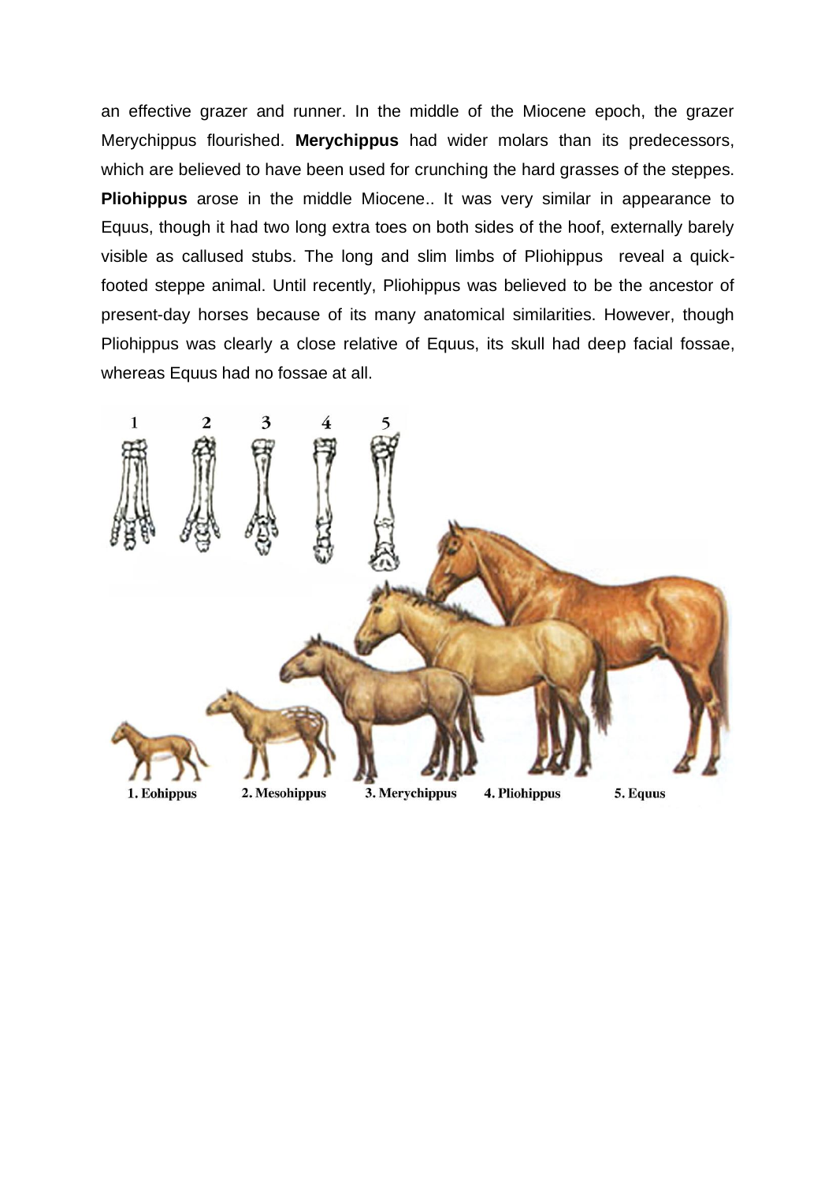an effective grazer and runner. In the middle of the Miocene epoch, the grazer Merychippus flourished. **Merychippus** had wider molars than its predecessors, which are believed to have been used for crunching the hard grasses of the steppes. **Pliohippus** arose in the middle Miocene.. It was very similar in appearance to Equus, though it had two long extra toes on both sides of the hoof, externally barely visible as callused stubs. The long and slim limbs of Pliohippus reveal a quick-footed steppe animal. Until recently, Pliohippus was believed to be the ancestor of present-day horses because of its many anatomical similarities. However, though Pliohippus was clearly a close relative of Equus, its skull had deep facial fossae, whereas Equus had no fossae at all.

1. Eohippus 2. Mesohippus 3. Merychippus 4. Pliohippus 5. Equus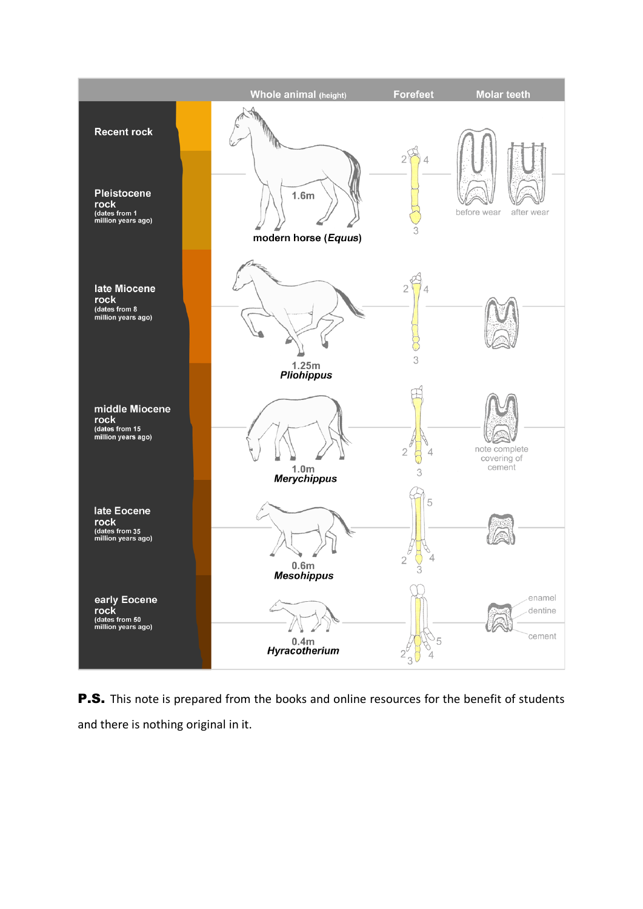Whole animal (height)

Forefeet

Molar teeth

Recent rock

Pleistocene rock
(dates from 1 million years ago)

1.6m
modern horse (*Equus*)

2 4
3

before wear
after wear

late Miocene rock
(dates from 8 million years ago)

1.25m
*Pliohippus*

2 4
3

middle Miocene rock
(dates from 15 million years ago)

1.0m
*Merychippus*

2 4
3

note complete covering of cement

late Eocene rock
(dates from 35 million years ago)

0.6m
*Mesohippus*

5
2 4
3

early Eocene rock
(dates from 50 million years ago)

0.4m
*Hyracotherium*

5
2 3 4

enamel
dentine
cement

**P.S.** This note is prepared from the books and online resources for the benefit of students and there is nothing original in it.